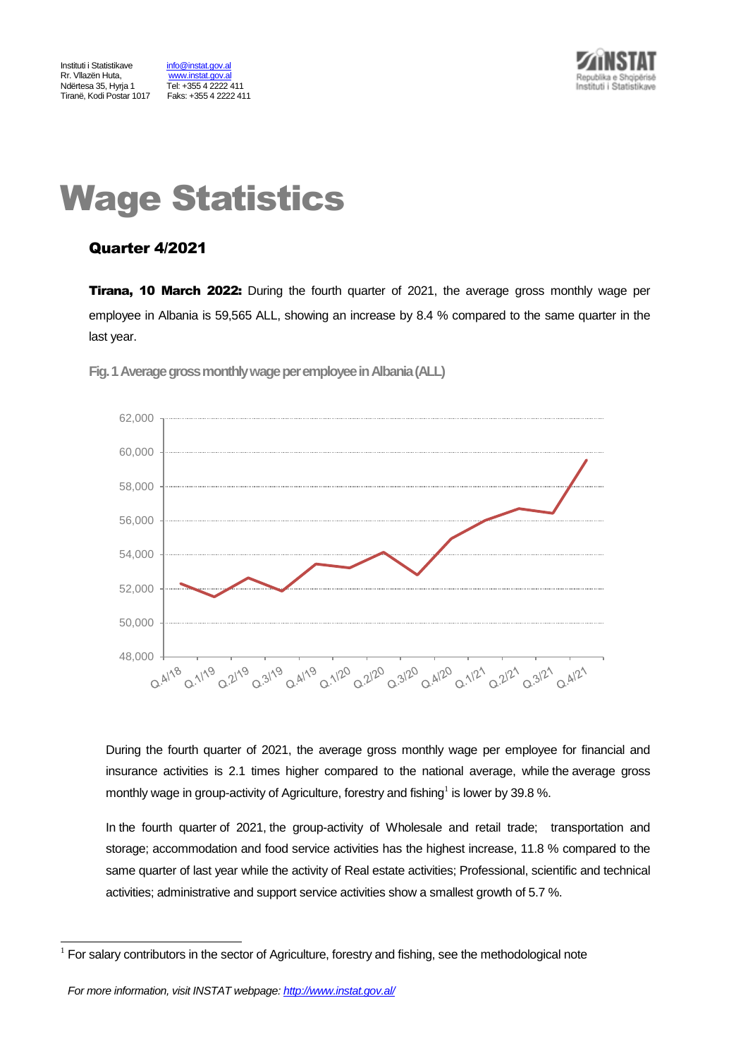Instituti i Statistikave
Rr. Vllazën Huta,
Ndërtesa 35, Hyrja 1
Tiranë, Kodi Postar 1017

info@instat.gov.al
www.instat.gov.al
Tel: +355 4 2222 411
Faks: +355 4 2222 411

# Wage Statistics

## Quarter 4/2021

**Tirana, 10 March 2022:** During the fourth quarter of 2021, the average gross monthly wage per employee in Albania is 59,565 ALL, showing an increase by 8.4 % compared to the same quarter in the last year.

**Fig. 1 Average gross monthly wage per employee in Albania (ALL)**

During the fourth quarter of 2021, the average gross monthly wage per employee for financial and insurance activities is 2.1 times higher compared to the national average, while the average gross monthly wage in group-activity of Agriculture, forestry and fishing[1] is lower by 39.8 %.

In the fourth quarter of 2021, the group-activity of Wholesale and retail trade; transportation and storage; accommodation and food service activities has the highest increase, 11.8 % compared to the same quarter of last year while the activity of Real estate activities; Professional, scientific and technical activities; administrative and support service activities show a smallest growth of 5.7 %.

[1] For salary contributors in the sector of Agriculture, forestry and fishing, see the methodological note

*For more information, visit INSTAT webpage: http://www.instat.gov.al/*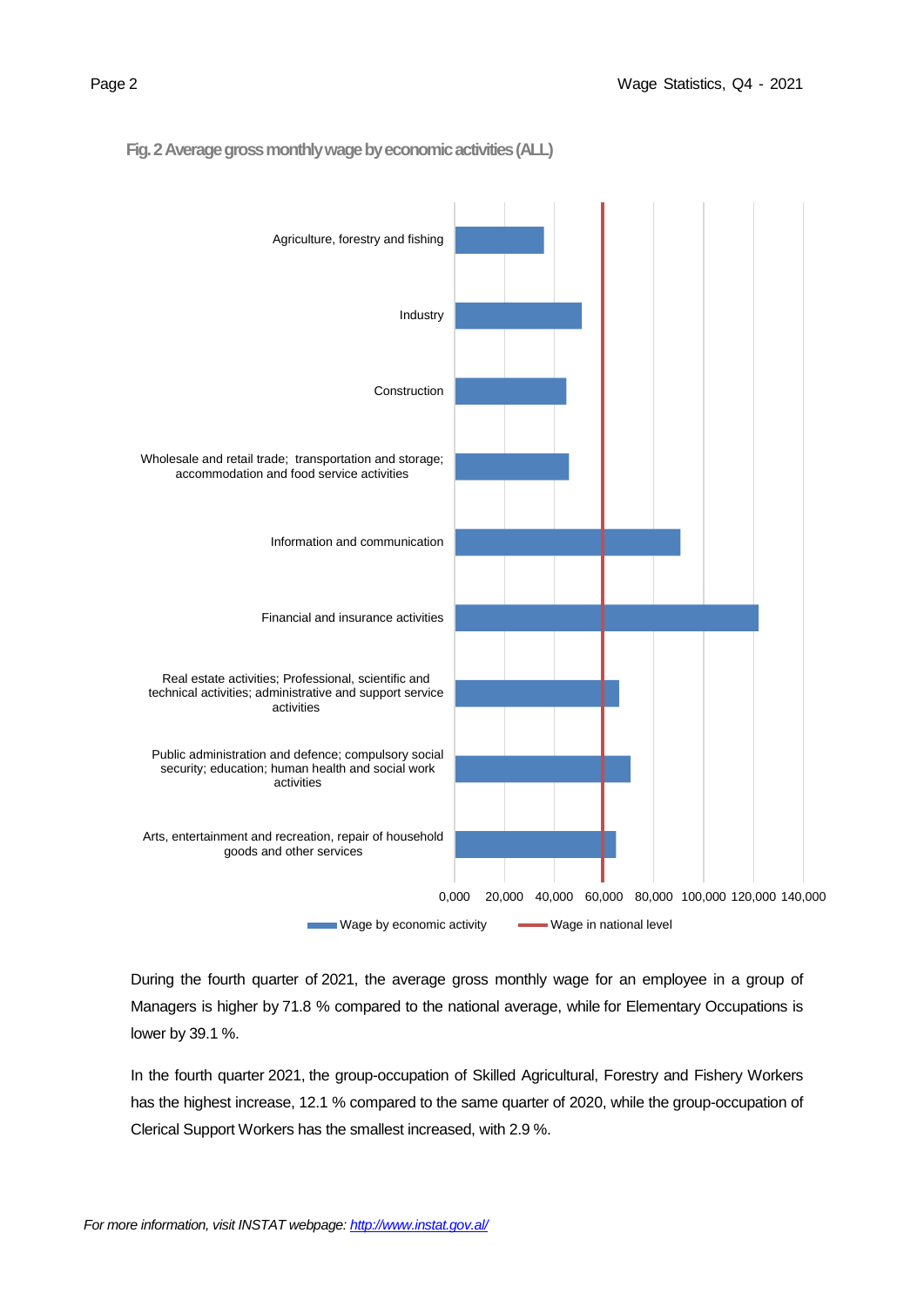**Fig. 2 Average gross monthly wage by economic activities (ALL)**

During the fourth quarter of 2021, the average gross monthly wage for an employee in a group of Managers is higher by 71.8 % compared to the national average, while for Elementary Occupations is lower by 39.1 %.

In the fourth quarter 2021, the group-occupation of Skilled Agricultural, Forestry and Fishery Workers has the highest increase, 12.1 % compared to the same quarter of 2020, while the group-occupation of Clerical Support Workers has the smallest increased, with 2.9 %.

*For more information, visit INSTAT webpage: [http://www.instat.gov.al/](http://www.instat.gov.al/)*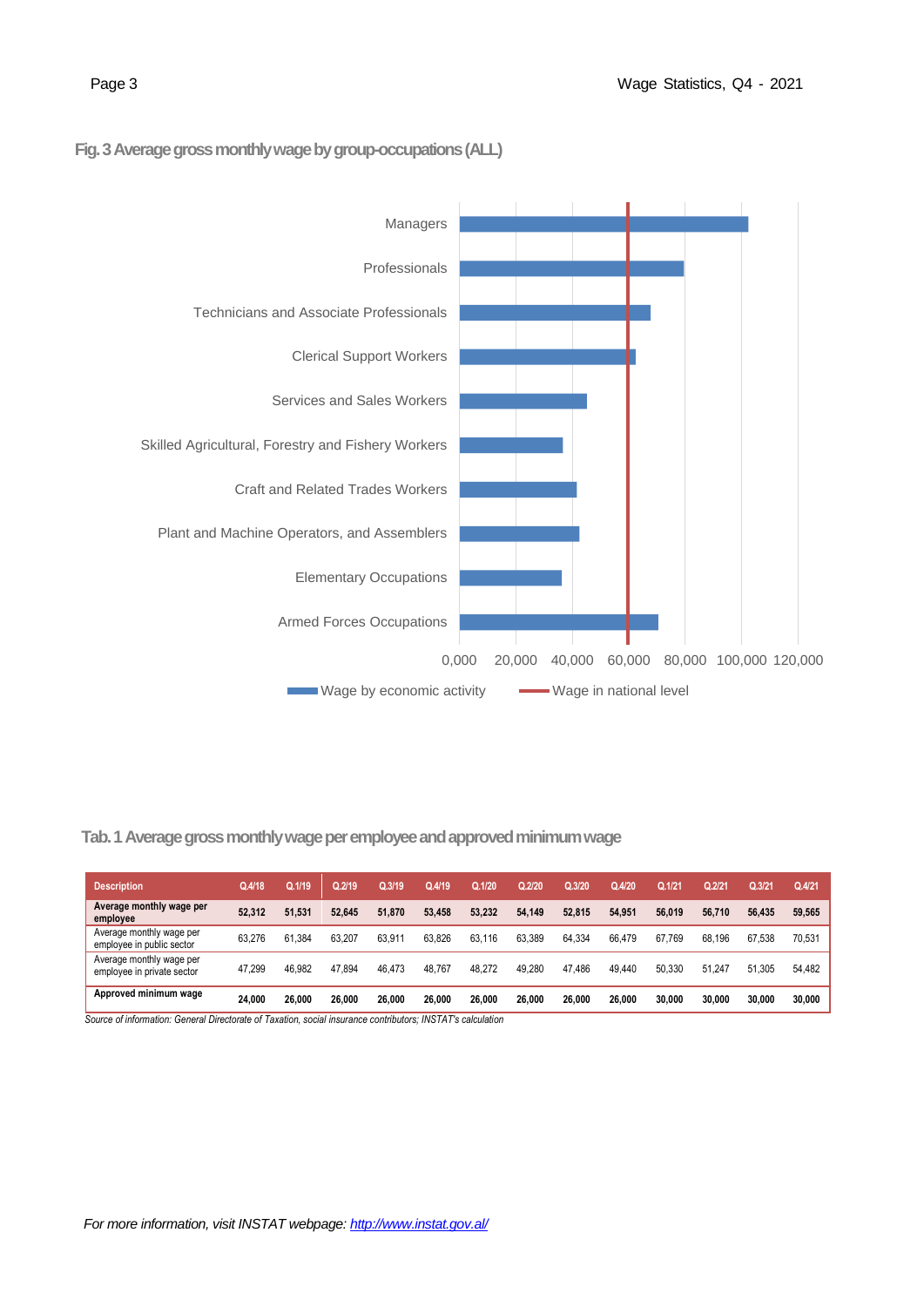### Fig. 3 Average gross monthly wage by group-occupations (ALL)

Managers

Professionals

Technicians and Associate Professionals

Clerical Support Workers

Services and Sales Workers

Skilled Agricultural, Forestry and Fishery Workers

Craft and Related Trades Workers

Plant and Machine Operators, and Assemblers

Elementary Occupations

Armed Forces Occupations

0,000 20,000 40,000 60,000 80,000 100,000 120,000

Wage by economic activity — Wage in national level

### Tab. 1 Average gross monthly wage per employee and approved minimum wage

| Description | Q.4/18 | Q.1/19 | Q.2/19 | Q.3/19 | Q.4/19 | Q.1/20 | Q.2/20 | Q.3/20 | Q.4/20 | Q.1/21 | Q.2/21 | Q.3/21 | Q.4/21 |
|---|---|---|---|---|---|---|---|---|---|---|---|---|---|
| **Average monthly wage per employee** | **52,312** | **51,531** | **52,645** | **51,870** | **53,458** | **53,232** | **54,149** | **52,815** | **54,951** | **56,019** | **56,710** | **56,435** | **59,565** |
| Average monthly wage per employee in public sector | 63,276 | 61,384 | 63,207 | 63,911 | 63,826 | 63,116 | 63,389 | 64,334 | 66,479 | 67,769 | 68,196 | 67,538 | 70,531 |
| Average monthly wage per employee in private sector | 47,299 | 46,982 | 47,894 | 46,473 | 48,767 | 48,272 | 49,280 | 47,486 | 49,440 | 50,330 | 51,247 | 51,305 | 54,482 |
| **Approved minimum wage** | **24,000** | **26,000** | **26,000** | **26,000** | **26,000** | **26,000** | **26,000** | **26,000** | **26,000** | **30,000** | **30,000** | **30,000** | **30,000** |

*Source of information: General Directorate of Taxation, social insurance contributors; INSTAT's calculation*

*For more information, visit INSTAT webpage: [http://www.instat.gov.al/](http://www.instat.gov.al/)*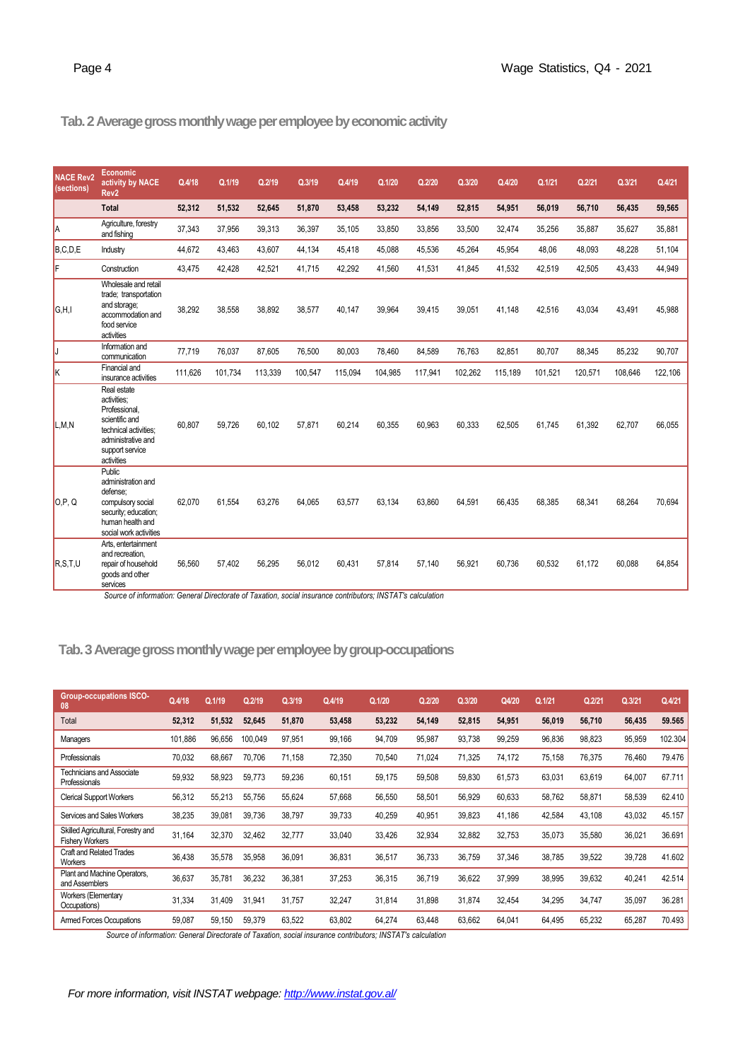## Tab. 2 Average gross monthly wage per employee by economic activity

| NACE Rev2 (sections) | Economic activity by NACE Rev2 | Q.4/18 | Q.1/19 | Q.2/19 | Q.3/19 | Q.4/19 | Q.1/20 | Q.2/20 | Q.3/20 | Q.4/20 | Q.1/21 | Q.2/21 | Q.3/21 | Q.4/21 |
|---|---|---|---|---|---|---|---|---|---|---|---|---|---|---|
| | **Total** | **52,312** | **51,532** | **52,645** | **51,870** | **53,458** | **53,232** | **54,149** | **52,815** | **54,951** | **56,019** | **56,710** | **56,435** | **59,565** |
| A | Agriculture, forestry and fishing | 37,343 | 37,956 | 39,313 | 36,397 | 35,105 | 33,850 | 33,856 | 33,500 | 32,474 | 35,256 | 35,887 | 35,627 | 35,881 |
| B,C,D,E | Industry | 44,672 | 43,463 | 43,607 | 44,134 | 45,418 | 45,088 | 45,536 | 45,264 | 45,954 | 48,06 | 48,093 | 48,228 | 51,104 |
| F | Construction | 43,475 | 42,428 | 42,521 | 41,715 | 42,292 | 41,560 | 41,531 | 41,845 | 41,532 | 42,519 | 42,505 | 43,433 | 44,949 |
| G,H,I | Wholesale and retail trade; transportation and storage; accommodation and food service activities | 38,292 | 38,558 | 38,892 | 38,577 | 40,147 | 39,964 | 39,415 | 39,051 | 41,148 | 42,516 | 43,034 | 43,491 | 45,988 |
| J | Information and communication | 77,719 | 76,037 | 87,605 | 76,500 | 80,003 | 78,460 | 84,589 | 76,763 | 82,851 | 80,707 | 88,345 | 85,232 | 90,707 |
| K | Financial and insurance activities | 111,626 | 101,734 | 113,339 | 100,547 | 115,094 | 104,985 | 117,941 | 102,262 | 115,189 | 101,521 | 120,571 | 108,646 | 122,106 |
| L,M,N | Real estate activities; Professional, scientific and technical activities; administrative and support service activities | 60,807 | 59,726 | 60,102 | 57,871 | 60,214 | 60,355 | 60,963 | 60,333 | 62,505 | 61,745 | 61,392 | 62,707 | 66,055 |
| O,P, Q | Public administration and defense; compulsory social security; education; human health and social work activities | 62,070 | 61,554 | 63,276 | 64,065 | 63,577 | 63,134 | 63,860 | 64,591 | 66,435 | 68,385 | 68,341 | 68,264 | 70,694 |
| R,S,T,U | Arts, entertainment and recreation, repair of household goods and other services | 56,560 | 57,402 | 56,295 | 56,012 | 60,431 | 57,814 | 57,140 | 56,921 | 60,736 | 60,532 | 61,172 | 60,088 | 64,854 |

*Source of information: General Directorate of Taxation, social insurance contributors; INSTAT's calculation*

## Tab. 3 Average gross monthly wage per employee by group-occupations

| Group-occupations ISCO-08 | Q.4/18 | Q.1/19 | Q.2/19 | Q.3/19 | Q.4/19 | Q.1/20 | Q.2/20 | Q.3/20 | Q4/20 | Q.1/21 | Q.2/21 | Q.3/21 | Q.4/21 |
|---|---|---|---|---|---|---|---|---|---|---|---|---|---|
| Total | **52,312** | **51,532** | **52,645** | **51,870** | **53,458** | **53,232** | **54,149** | **52,815** | **54,951** | **56,019** | **56,710** | **56,435** | **59.565** |
| Managers | 101,886 | 96,656 | 100,049 | 97,951 | 99,166 | 94,709 | 95,987 | 93,738 | 99,259 | 96,836 | 98,823 | 95,959 | 102.304 |
| Professionals | 70,032 | 68,667 | 70,706 | 71,158 | 72,350 | 70,540 | 71,024 | 71,325 | 74,172 | 75,158 | 76,375 | 76,460 | 79.476 |
| Technicians and Associate Professionals | 59,932 | 58,923 | 59,773 | 59,236 | 60,151 | 59,175 | 59,508 | 59,830 | 61,573 | 63,031 | 63,619 | 64,007 | 67.711 |
| Clerical Support Workers | 56,312 | 55,213 | 55,756 | 55,624 | 57,668 | 56,550 | 58,501 | 56,929 | 60,633 | 58,762 | 58,871 | 58,539 | 62.410 |
| Services and Sales Workers | 38,235 | 39,081 | 39,736 | 38,797 | 39,733 | 40,259 | 40,951 | 39,823 | 41,186 | 42,584 | 43,108 | 43,032 | 45.157 |
| Skilled Agricultural, Forestry and Fishery Workers | 31,164 | 32,370 | 32,462 | 32,777 | 33,040 | 33,426 | 32,934 | 32,882 | 32,753 | 35,073 | 35,580 | 36,021 | 36.691 |
| Craft and Related Trades Workers | 36,438 | 35,578 | 35,958 | 36,091 | 36,831 | 36,517 | 36,733 | 36,759 | 37,346 | 38,785 | 39,522 | 39,728 | 41.602 |
| Plant and Machine Operators, and Assemblers | 36,637 | 35,781 | 36,232 | 36,381 | 37,253 | 36,315 | 36,719 | 36,622 | 37,999 | 38,995 | 39,632 | 40,241 | 42.514 |
| Workers (Elementary Occupations) | 31,334 | 31,409 | 31,941 | 31,757 | 32,247 | 31,814 | 31,898 | 31,874 | 32,454 | 34,295 | 34,747 | 35,097 | 36.281 |
| Armed Forces Occupations | 59,087 | 59,150 | 59,379 | 63,522 | 63,802 | 64,274 | 63,448 | 63,662 | 64,041 | 64,495 | 65,232 | 65,287 | 70.493 |

*Source of information: General Directorate of Taxation, social insurance contributors; INSTAT's calculation*

*For more information, visit INSTAT webpage: http://www.instat.gov.al/*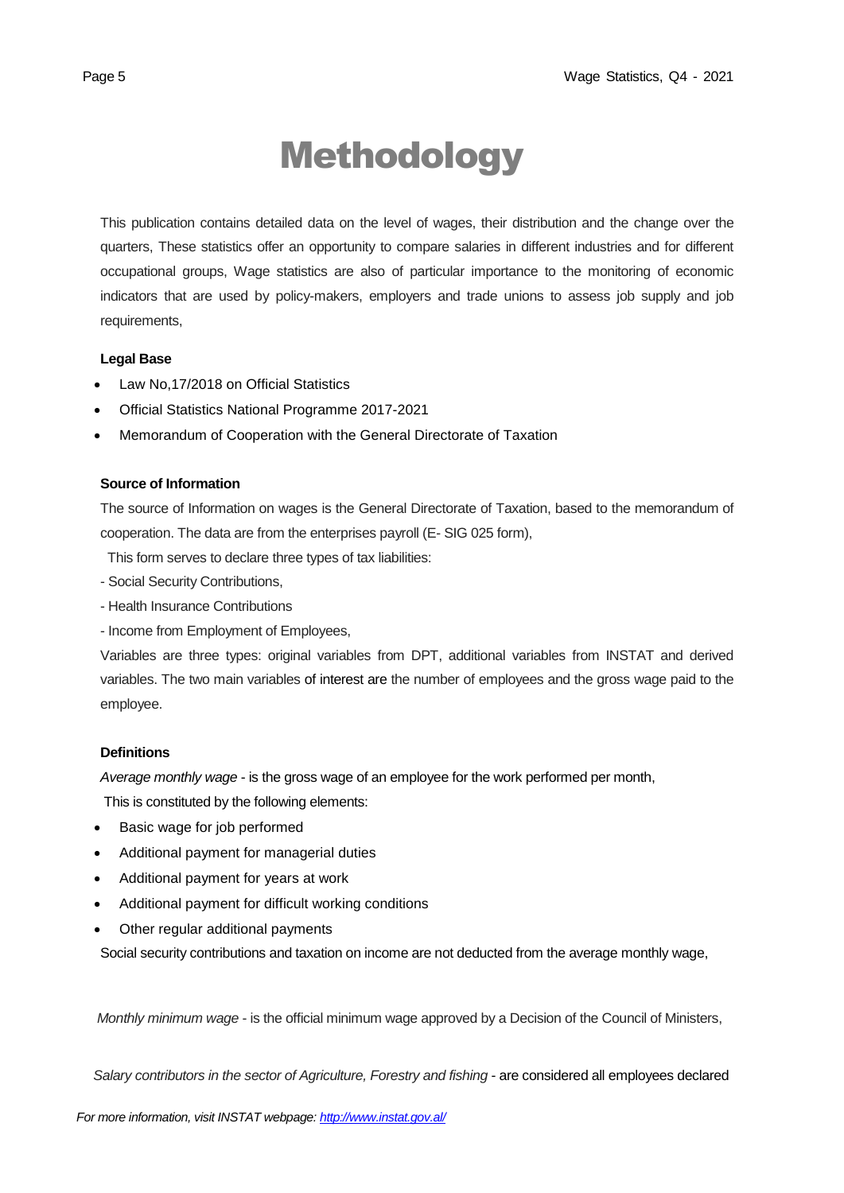# Methodology

This publication contains detailed data on the level of wages, their distribution and the change over the quarters, These statistics offer an opportunity to compare salaries in different industries and for different occupational groups, Wage statistics are also of particular importance to the monitoring of economic indicators that are used by policy-makers, employers and trade unions to assess job supply and job requirements,

**Legal Base**

- Law No,17/2018 on Official Statistics
- Official Statistics National Programme 2017-2021
- Memorandum of Cooperation with the General Directorate of Taxation

**Source of Information**

The source of Information on wages is the General Directorate of Taxation, based to the memorandum of cooperation. The data are from the enterprises payroll (E- SIG 025 form),

This form serves to declare three types of tax liabilities:

- Social Security Contributions,
- Health Insurance Contributions
- Income from Employment of Employees,

Variables are three types: original variables from DPT, additional variables from INSTAT and derived variables. The two main variables of interest are the number of employees and the gross wage paid to the employee.

**Definitions**

*Average monthly wage* - is the gross wage of an employee for the work performed per month,

This is constituted by the following elements:

- Basic wage for job performed
- Additional payment for managerial duties
- Additional payment for years at work
- Additional payment for difficult working conditions
- Other regular additional payments

Social security contributions and taxation on income are not deducted from the average monthly wage,

*Monthly minimum wage* - is the official minimum wage approved by a Decision of the Council of Ministers,

*Salary contributors in the sector of Agriculture, Forestry and fishing* - are considered all employees declared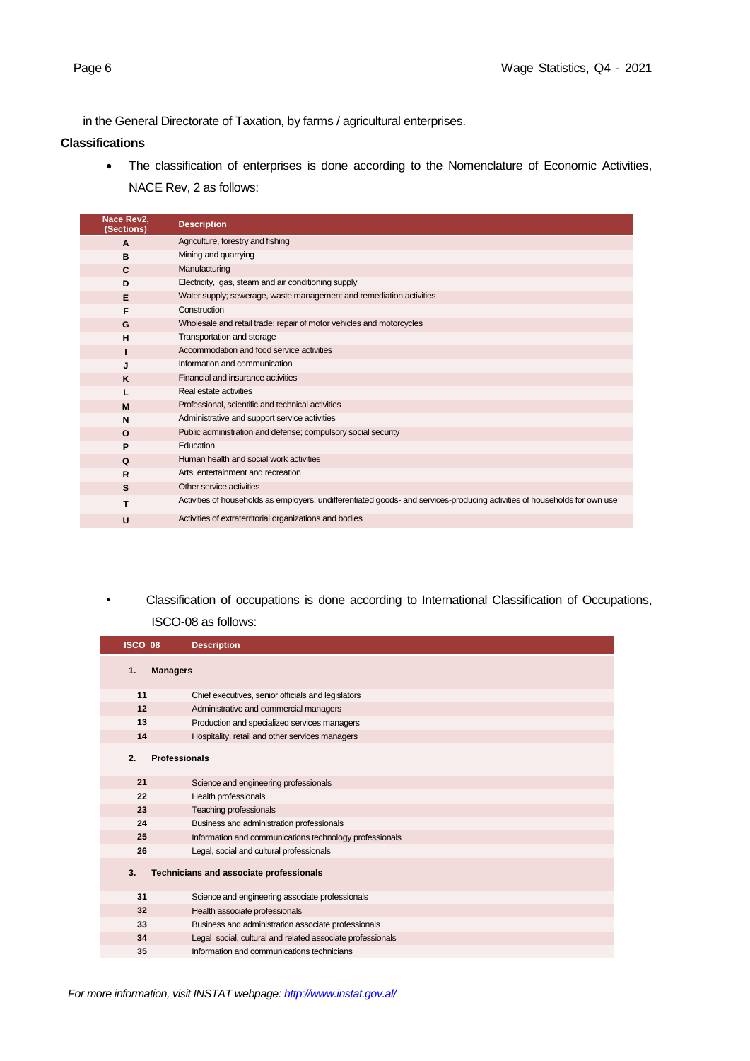in the General Directorate of Taxation, by farms / agricultural enterprises.

**Classifications**

- The classification of enterprises is done according to the Nomenclature of Economic Activities, NACE Rev, 2 as follows:

| Nace Rev2, (Sections) | Description |
|---|---|
| A | Agriculture, forestry and fishing |
| B | Mining and quarrying |
| C | Manufacturing |
| D | Electricity, gas, steam and air conditioning supply |
| E | Water supply; sewerage, waste management and remediation activities |
| F | Construction |
| G | Wholesale and retail trade; repair of motor vehicles and motorcycles |
| H | Transportation and storage |
| I | Accommodation and food service activities |
| J | Information and communication |
| K | Financial and insurance activities |
| L | Real estate activities |
| M | Professional, scientific and technical activities |
| N | Administrative and support service activities |
| O | Public administration and defense; compulsory social security |
| P | Education |
| Q | Human health and social work activities |
| R | Arts, entertainment and recreation |
| S | Other service activities |
| T | Activities of households as employers; undifferentiated goods- and services-producing activities of households for own use |
| U | Activities of extraterritorial organizations and bodies |

- Classification of occupations is done according to International Classification of Occupations, ISCO-08 as follows:

| ISCO_08 | Description |
|---|---|
| **1.** | **Managers** |
| 11 | Chief executives, senior officials and legislators |
| 12 | Administrative and commercial managers |
| 13 | Production and specialized services managers |
| 14 | Hospitality, retail and other services managers |
| **2.** | **Professionals** |
| 21 | Science and engineering professionals |
| 22 | Health professionals |
| 23 | Teaching professionals |
| 24 | Business and administration professionals |
| 25 | Information and communications technology professionals |
| 26 | Legal, social and cultural professionals |
| **3.** | **Technicians and associate professionals** |
| 31 | Science and engineering associate professionals |
| 32 | Health associate professionals |
| 33 | Business and administration associate professionals |
| 34 | Legal social, cultural and related associate professionals |
| 35 | Information and communications technicians |

*For more information, visit INSTAT webpage: http://www.instat.gov.al/*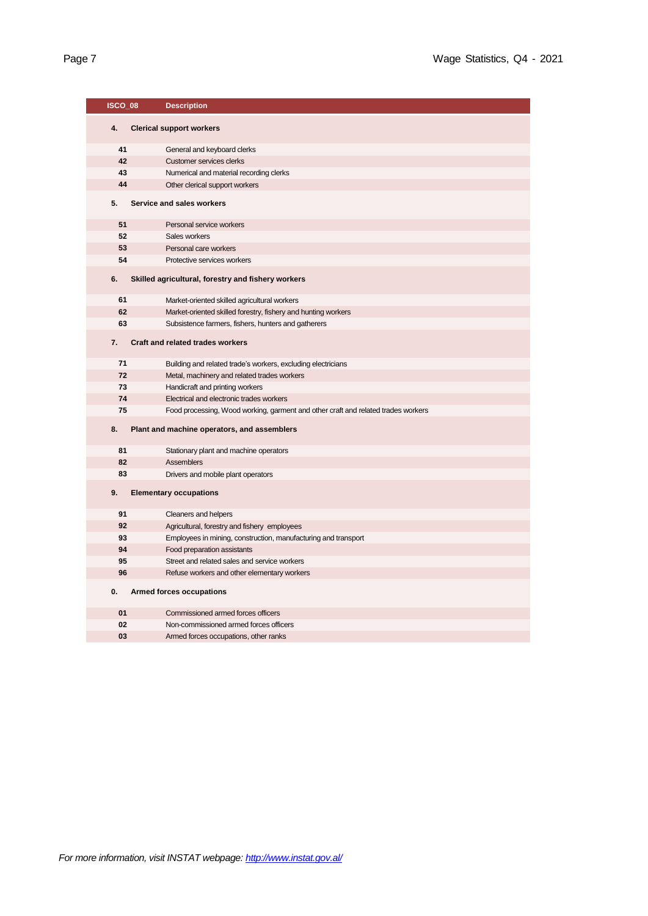| ISCO_08 | Description |
|---|---|
| **4.** | **Clerical support workers** |
| **41** | General and keyboard clerks |
| **42** | Customer services clerks |
| **43** | Numerical and material recording clerks |
| **44** | Other clerical support workers |
| **5.** | **Service and sales workers** |
| **51** | Personal service workers |
| **52** | Sales workers |
| **53** | Personal care workers |
| **54** | Protective services workers |
| **6.** | **Skilled agricultural, forestry and fishery workers** |
| **61** | Market-oriented skilled agricultural workers |
| **62** | Market-oriented skilled forestry, fishery and hunting workers |
| **63** | Subsistence farmers, fishers, hunters and gatherers |
| **7.** | **Craft and related trades workers** |
| **71** | Building and related trade's workers, excluding electricians |
| **72** | Metal, machinery and related trades workers |
| **73** | Handicraft and printing workers |
| **74** | Electrical and electronic trades workers |
| **75** | Food processing, Wood working, garment and other craft and related trades workers |
| **8.** | **Plant and machine operators, and assemblers** |
| **81** | Stationary plant and machine operators |
| **82** | Assemblers |
| **83** | Drivers and mobile plant operators |
| **9.** | **Elementary occupations** |
| **91** | Cleaners and helpers |
| **92** | Agricultural, forestry and fishery employees |
| **93** | Employees in mining, construction, manufacturing and transport |
| **94** | Food preparation assistants |
| **95** | Street and related sales and service workers |
| **96** | Refuse workers and other elementary workers |
| **0.** | **Armed forces occupations** |
| **01** | Commissioned armed forces officers |
| **02** | Non-commissioned armed forces officers |
| **03** | Armed forces occupations, other ranks |

*For more information, visit INSTAT webpage: [http://www.instat.gov.al/](http://www.instat.gov.al/)*